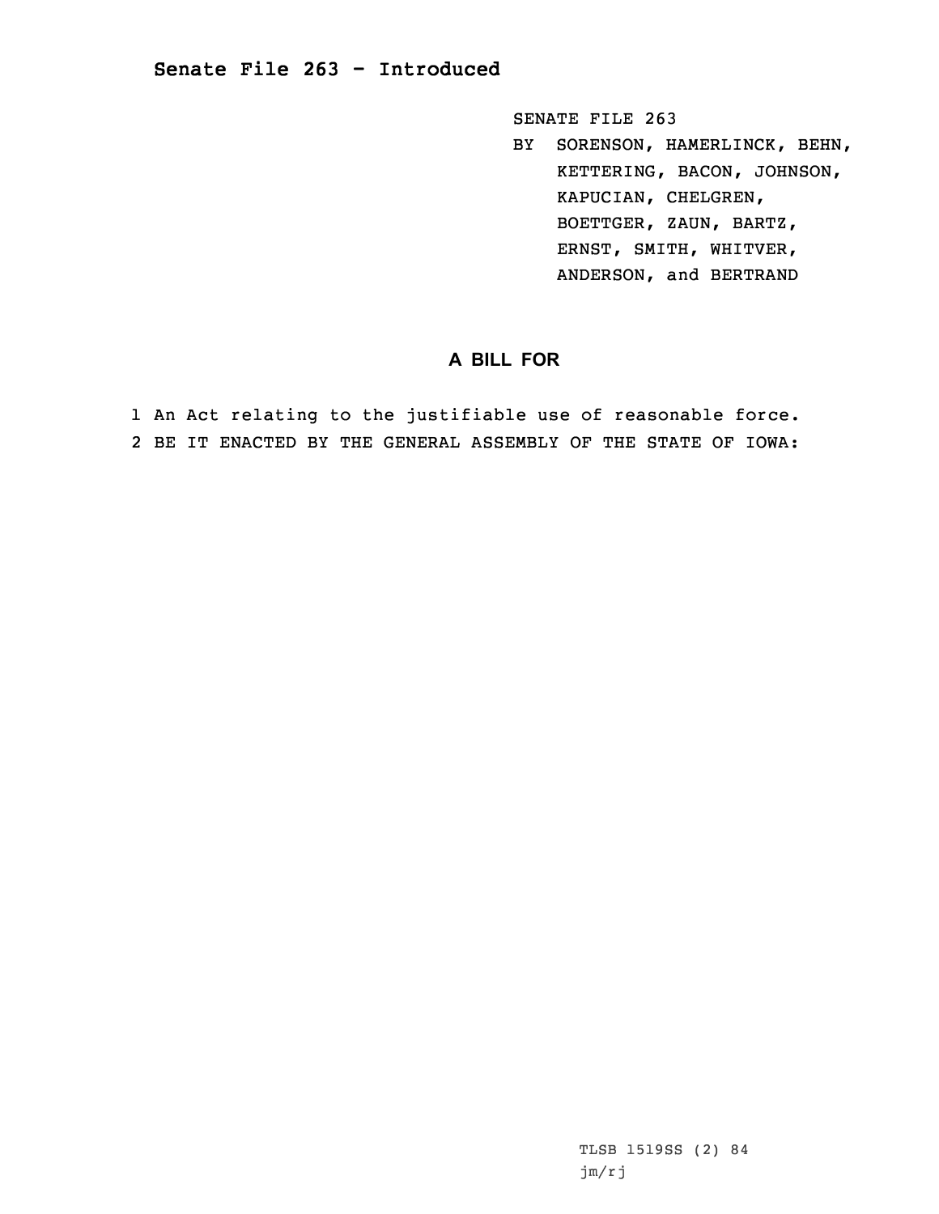# Senate File 263 - Introduced

SENATE FILE 263
BY SORENSON, HAMERLINCK, BEHN, KETTERING, BACON, JOHNSON, KAPUCIAN, CHELGREN, BOETTGER, ZAUN, BARTZ, ERNST, SMITH, WHITVER, ANDERSON, and BERTRAND

## A BILL FOR

1 An Act relating to the justifiable use of reasonable force.
2 BE IT ENACTED BY THE GENERAL ASSEMBLY OF THE STATE OF IOWA:

TLSB 1519SS (2) 84
jm/rj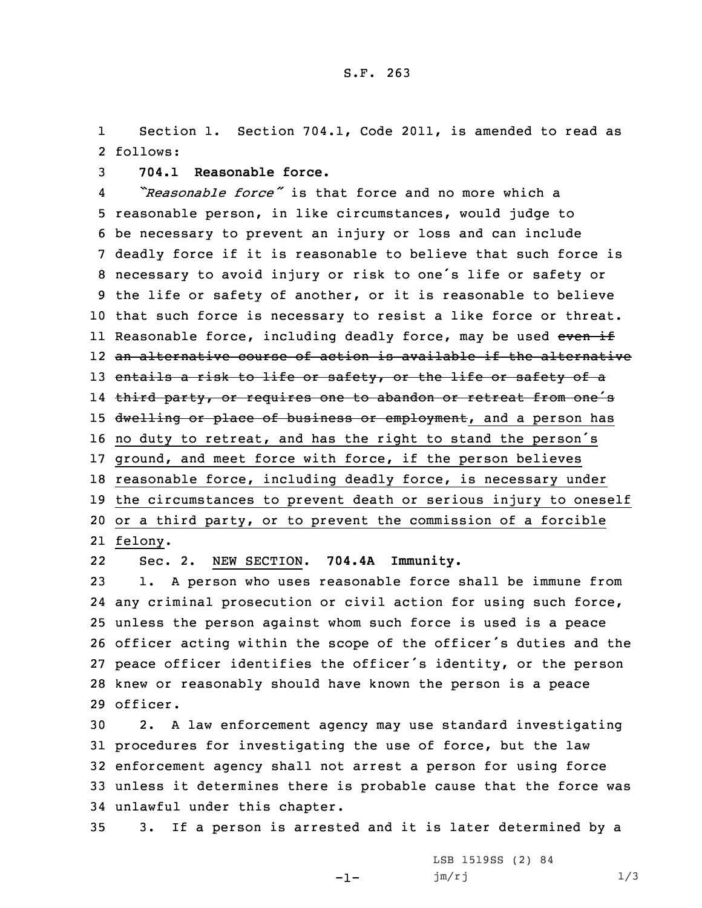Section 1. Section 704.1, Code 2011, is amended to read as follows:

**704.1 Reasonable force.**

*"Reasonable force"* is that force and no more which a reasonable person, in like circumstances, would judge to be necessary to prevent an injury or loss and can include deadly force if it is reasonable to believe that such force is necessary to avoid injury or risk to one's life or safety or the life or safety of another, or it is reasonable to believe that such force is necessary to resist a like force or threat. Reasonable force, including deadly force, may be used ~~even if an alternative course of action is available if the alternative entails a risk to life or safety, or the life or safety of a third party, or requires one to abandon or retreat from one's dwelling or place of business or employment~~<u>, and a person has no duty to retreat, and has the right to stand the person's ground, and meet force with force, if the person believes reasonable force, including deadly force, is necessary under the circumstances to prevent death or serious injury to oneself or a third party, or to prevent the commission of a forcible felony</u>.

Sec. 2. <u>NEW SECTION</u>. **704.4A Immunity.**

1. A person who uses reasonable force shall be immune from any criminal prosecution or civil action for using such force, unless the person against whom such force is used is a peace officer acting within the scope of the officer's duties and the peace officer identifies the officer's identity, or the person knew or reasonably should have known the person is a peace officer.

2. A law enforcement agency may use standard investigating procedures for investigating the use of force, but the law enforcement agency shall not arrest a person for using force unless it determines there is probable cause that the force was unlawful under this chapter.

3. If a person is arrested and it is later determined by a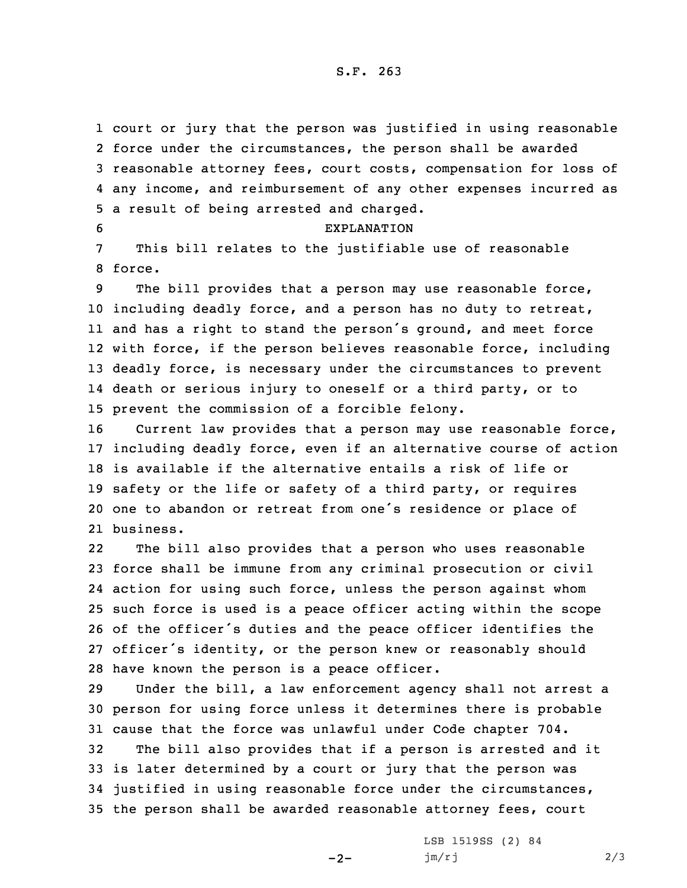court or jury that the person was justified in using reasonable force under the circumstances, the person shall be awarded reasonable attorney fees, court costs, compensation for loss of any income, and reimbursement of any other expenses incurred as a result of being arrested and charged.

EXPLANATION

This bill relates to the justifiable use of reasonable force.

The bill provides that a person may use reasonable force, including deadly force, and a person has no duty to retreat, and has a right to stand the person's ground, and meet force with force, if the person believes reasonable force, including deadly force, is necessary under the circumstances to prevent death or serious injury to oneself or a third party, or to prevent the commission of a forcible felony.

Current law provides that a person may use reasonable force, including deadly force, even if an alternative course of action is available if the alternative entails a risk of life or safety or the life or safety of a third party, or requires one to abandon or retreat from one's residence or place of business.

The bill also provides that a person who uses reasonable force shall be immune from any criminal prosecution or civil action for using such force, unless the person against whom such force is used is a peace officer acting within the scope of the officer's duties and the peace officer identifies the officer's identity, or the person knew or reasonably should have known the person is a peace officer.

Under the bill, a law enforcement agency shall not arrest a person for using force unless it determines there is probable cause that the force was unlawful under Code chapter 704.

The bill also provides that if a person is arrested and it is later determined by a court or jury that the person was justified in using reasonable force under the circumstances, the person shall be awarded reasonable attorney fees, court

LSB 1519SS (2) 84
jm/rj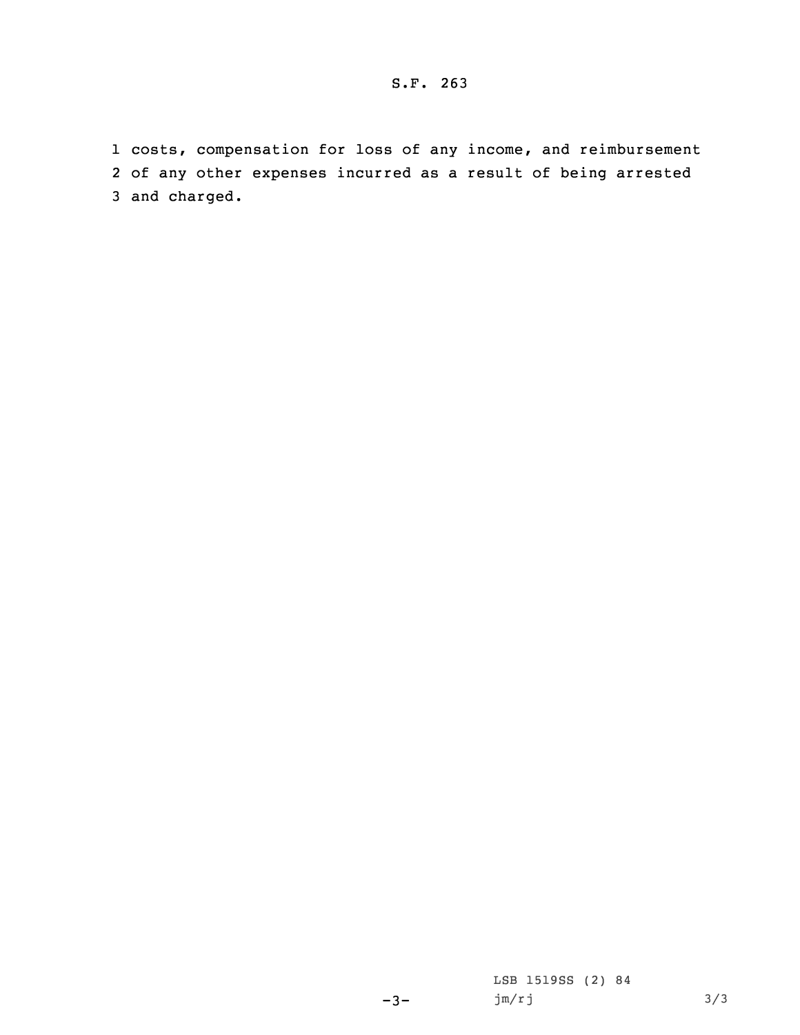costs, compensation for loss of any income, and reimbursement of any other expenses incurred as a result of being arrested and charged.